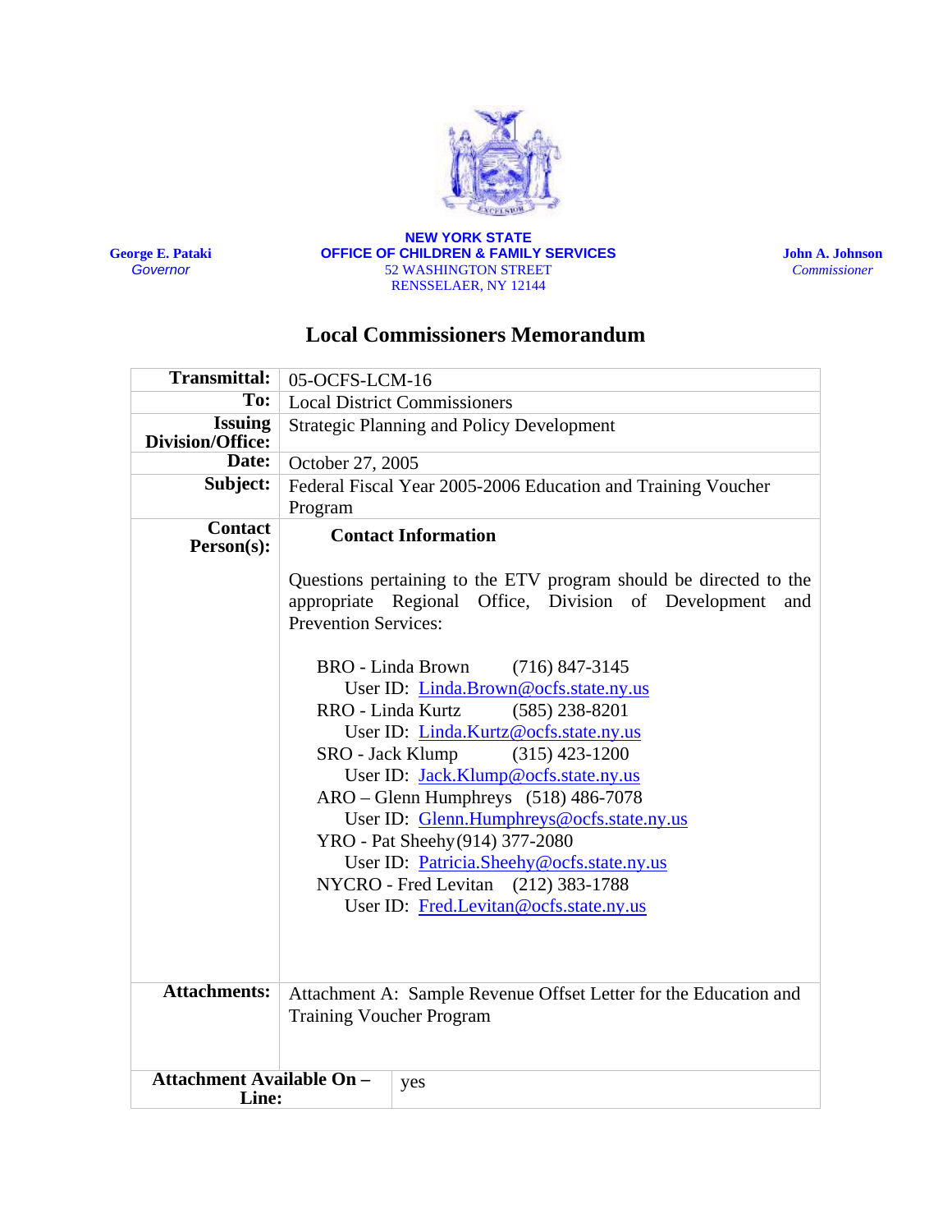**George E. Pataki**
*Governor*

**NEW YORK STATE**
**OFFICE OF CHILDREN & FAMILY SERVICES**
52 WASHINGTON STREET
RENSSELAER, NY 12144

**John A. Johnson**
*Commissioner*

# Local Commissioners Memorandum

| | |
|---|---|
| **Transmittal:** | 05-OCFS-LCM-16 |
| **To:** | Local District Commissioners |
| **Issuing Division/Office:** | Strategic Planning and Policy Development |
| **Date:** | October 27, 2005 |
| **Subject:** | Federal Fiscal Year 2005-2006 Education and Training Voucher Program |
| **Contact Person(s):** | **Contact Information**<br><br>Questions pertaining to the ETV program should be directed to the appropriate Regional Office, Division of Development and Prevention Services:<br><br>BRO - Linda Brown (716) 847-3145<br>User ID: Linda.Brown@ocfs.state.ny.us<br>RRO - Linda Kurtz (585) 238-8201<br>User ID: Linda.Kurtz@ocfs.state.ny.us<br>SRO - Jack Klump (315) 423-1200<br>User ID: Jack.Klump@ocfs.state.ny.us<br>ARO – Glenn Humphreys (518) 486-7078<br>User ID: Glenn.Humphreys@ocfs.state.ny.us<br>YRO - Pat Sheehy (914) 377-2080<br>User ID: Patricia.Sheehy@ocfs.state.ny.us<br>NYCRO - Fred Levitan (212) 383-1788<br>User ID: Fred.Levitan@ocfs.state.ny.us |
| **Attachments:** | Attachment A: Sample Revenue Offset Letter for the Education and Training Voucher Program |
| **Attachment Available On – Line:** | yes |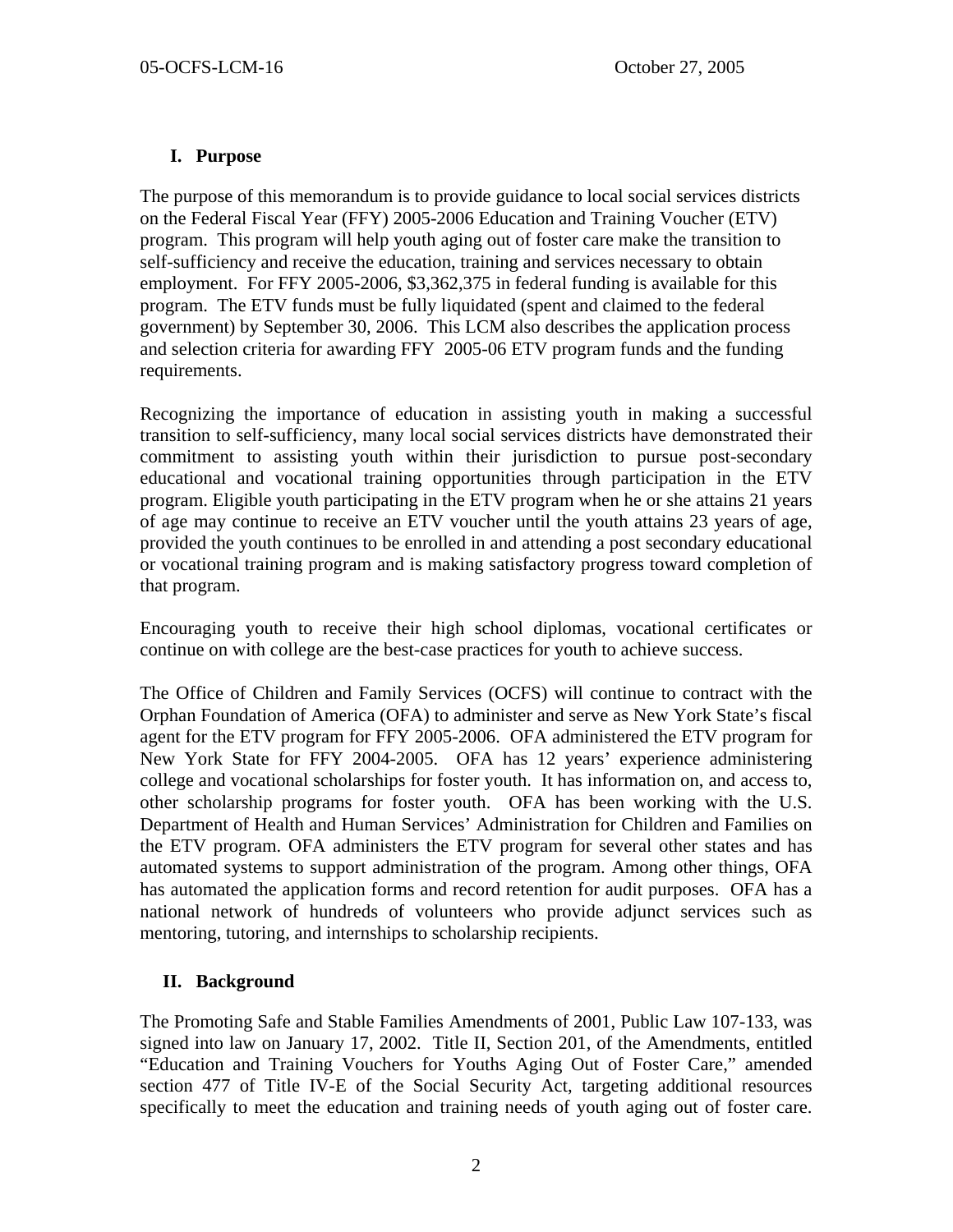## I. Purpose

The purpose of this memorandum is to provide guidance to local social services districts on the Federal Fiscal Year (FFY) 2005-2006 Education and Training Voucher (ETV) program. This program will help youth aging out of foster care make the transition to self-sufficiency and receive the education, training and services necessary to obtain employment. For FFY 2005-2006, $3,362,375 in federal funding is available for this program. The ETV funds must be fully liquidated (spent and claimed to the federal government) by September 30, 2006. This LCM also describes the application process and selection criteria for awarding FFY 2005-06 ETV program funds and the funding requirements.

Recognizing the importance of education in assisting youth in making a successful transition to self-sufficiency, many local social services districts have demonstrated their commitment to assisting youth within their jurisdiction to pursue post-secondary educational and vocational training opportunities through participation in the ETV program. Eligible youth participating in the ETV program when he or she attains 21 years of age may continue to receive an ETV voucher until the youth attains 23 years of age, provided the youth continues to be enrolled in and attending a post secondary educational or vocational training program and is making satisfactory progress toward completion of that program.

Encouraging youth to receive their high school diplomas, vocational certificates or continue on with college are the best-case practices for youth to achieve success.

The Office of Children and Family Services (OCFS) will continue to contract with the Orphan Foundation of America (OFA) to administer and serve as New York State's fiscal agent for the ETV program for FFY 2005-2006. OFA administered the ETV program for New York State for FFY 2004-2005. OFA has 12 years' experience administering college and vocational scholarships for foster youth. It has information on, and access to, other scholarship programs for foster youth. OFA has been working with the U.S. Department of Health and Human Services' Administration for Children and Families on the ETV program. OFA administers the ETV program for several other states and has automated systems to support administration of the program. Among other things, OFA has automated the application forms and record retention for audit purposes. OFA has a national network of hundreds of volunteers who provide adjunct services such as mentoring, tutoring, and internships to scholarship recipients.

## II. Background

The Promoting Safe and Stable Families Amendments of 2001, Public Law 107-133, was signed into law on January 17, 2002. Title II, Section 201, of the Amendments, entitled "Education and Training Vouchers for Youths Aging Out of Foster Care," amended section 477 of Title IV-E of the Social Security Act, targeting additional resources specifically to meet the education and training needs of youth aging out of foster care.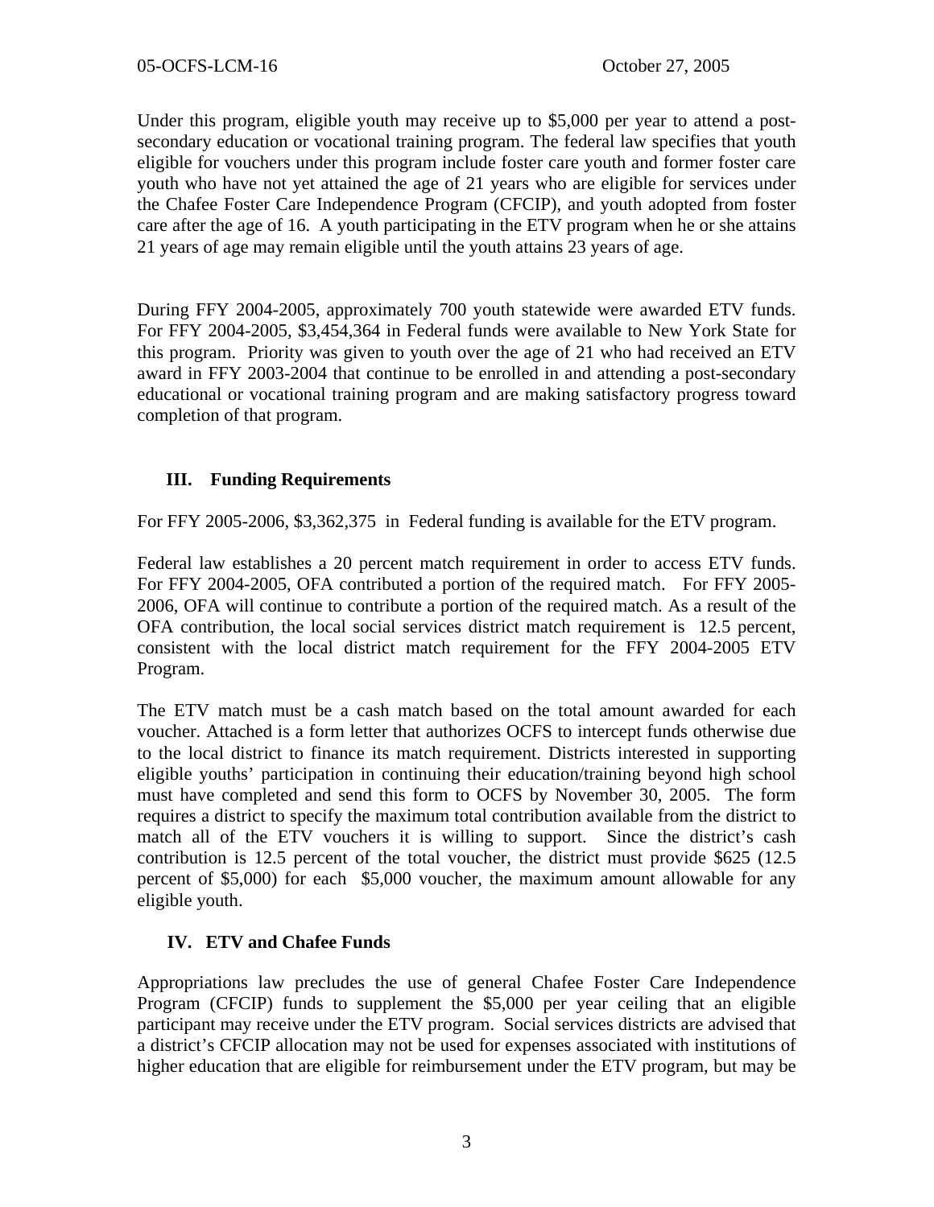Under this program, eligible youth may receive up to $5,000 per year to attend a post-secondary education or vocational training program. The federal law specifies that youth eligible for vouchers under this program include foster care youth and former foster care youth who have not yet attained the age of 21 years who are eligible for services under the Chafee Foster Care Independence Program (CFCIP), and youth adopted from foster care after the age of 16. A youth participating in the ETV program when he or she attains 21 years of age may remain eligible until the youth attains 23 years of age.

During FFY 2004-2005, approximately 700 youth statewide were awarded ETV funds. For FFY 2004-2005, $3,454,364 in Federal funds were available to New York State for this program. Priority was given to youth over the age of 21 who had received an ETV award in FFY 2003-2004 that continue to be enrolled in and attending a post-secondary educational or vocational training program and are making satisfactory progress toward completion of that program.

## III. Funding Requirements

For FFY 2005-2006, $3,362,375 in Federal funding is available for the ETV program.

Federal law establishes a 20 percent match requirement in order to access ETV funds. For FFY 2004-2005, OFA contributed a portion of the required match. For FFY 2005-2006, OFA will continue to contribute a portion of the required match. As a result of the OFA contribution, the local social services district match requirement is 12.5 percent, consistent with the local district match requirement for the FFY 2004-2005 ETV Program.

The ETV match must be a cash match based on the total amount awarded for each voucher. Attached is a form letter that authorizes OCFS to intercept funds otherwise due to the local district to finance its match requirement. Districts interested in supporting eligible youths' participation in continuing their education/training beyond high school must have completed and send this form to OCFS by November 30, 2005. The form requires a district to specify the maximum total contribution available from the district to match all of the ETV vouchers it is willing to support. Since the district's cash contribution is 12.5 percent of the total voucher, the district must provide $625 (12.5 percent of $5,000) for each $5,000 voucher, the maximum amount allowable for any eligible youth.

## IV. ETV and Chafee Funds

Appropriations law precludes the use of general Chafee Foster Care Independence Program (CFCIP) funds to supplement the $5,000 per year ceiling that an eligible participant may receive under the ETV program. Social services districts are advised that a district's CFCIP allocation may not be used for expenses associated with institutions of higher education that are eligible for reimbursement under the ETV program, but may be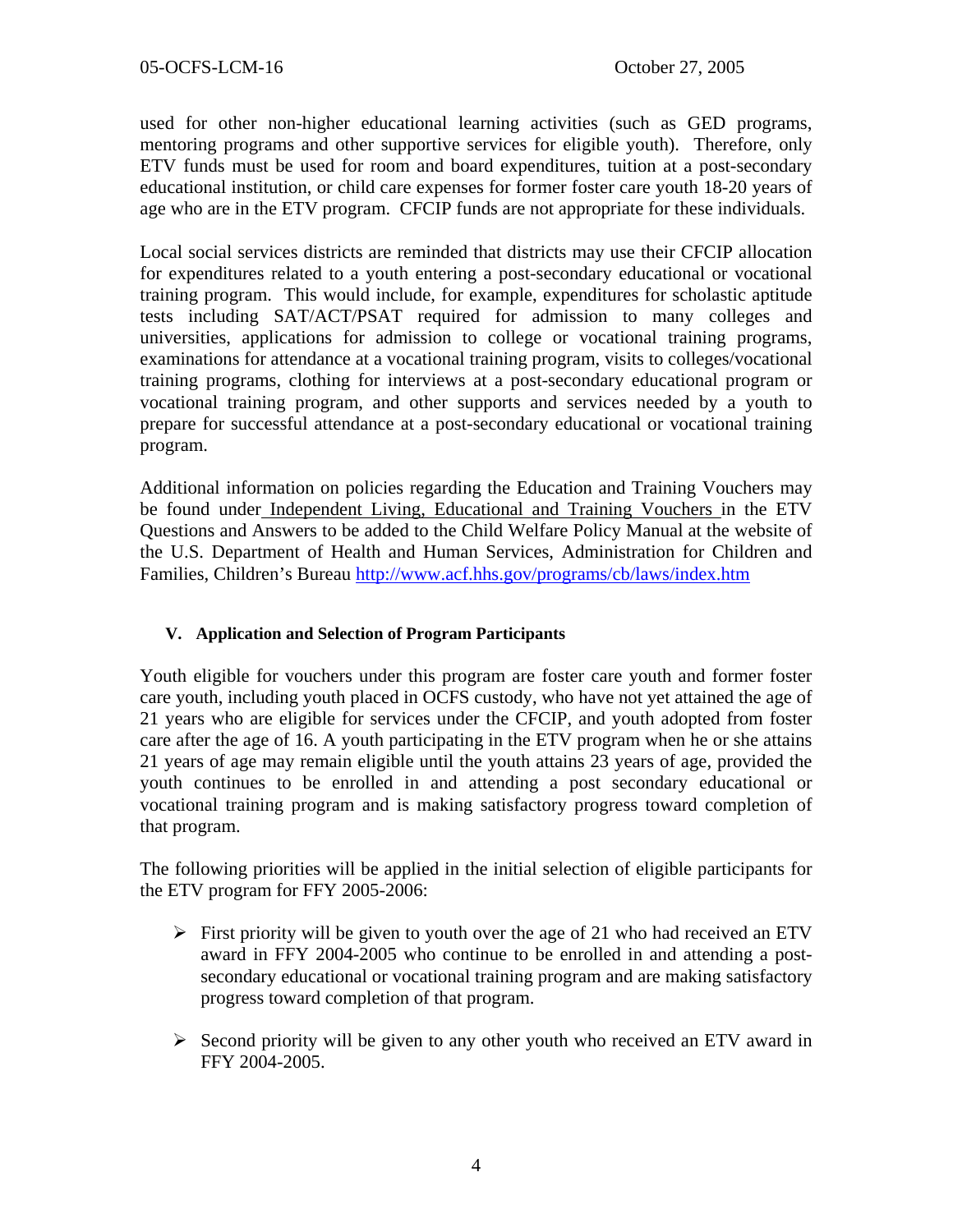used for other non-higher educational learning activities (such as GED programs, mentoring programs and other supportive services for eligible youth). Therefore, only ETV funds must be used for room and board expenditures, tuition at a post-secondary educational institution, or child care expenses for former foster care youth 18-20 years of age who are in the ETV program. CFCIP funds are not appropriate for these individuals.

Local social services districts are reminded that districts may use their CFCIP allocation for expenditures related to a youth entering a post-secondary educational or vocational training program. This would include, for example, expenditures for scholastic aptitude tests including SAT/ACT/PSAT required for admission to many colleges and universities, applications for admission to college or vocational training programs, examinations for attendance at a vocational training program, visits to colleges/vocational training programs, clothing for interviews at a post-secondary educational program or vocational training program, and other supports and services needed by a youth to prepare for successful attendance at a post-secondary educational or vocational training program.

Additional information on policies regarding the Education and Training Vouchers may be found under Independent Living, Educational and Training Vouchers in the ETV Questions and Answers to be added to the Child Welfare Policy Manual at the website of the U.S. Department of Health and Human Services, Administration for Children and Families, Children's Bureau http://www.acf.hhs.gov/programs/cb/laws/index.htm

## V. Application and Selection of Program Participants

Youth eligible for vouchers under this program are foster care youth and former foster care youth, including youth placed in OCFS custody, who have not yet attained the age of 21 years who are eligible for services under the CFCIP, and youth adopted from foster care after the age of 16. A youth participating in the ETV program when he or she attains 21 years of age may remain eligible until the youth attains 23 years of age, provided the youth continues to be enrolled in and attending a post secondary educational or vocational training program and is making satisfactory progress toward completion of that program.

The following priorities will be applied in the initial selection of eligible participants for the ETV program for FFY 2005-2006:

- First priority will be given to youth over the age of 21 who had received an ETV award in FFY 2004-2005 who continue to be enrolled in and attending a post-secondary educational or vocational training program and are making satisfactory progress toward completion of that program.

- Second priority will be given to any other youth who received an ETV award in FFY 2004-2005.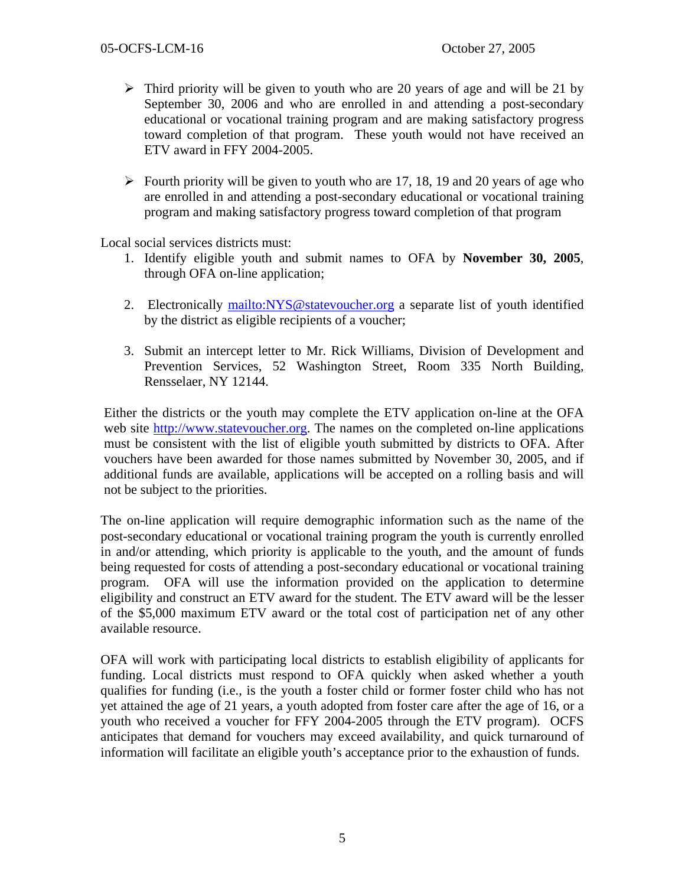- Third priority will be given to youth who are 20 years of age and will be 21 by September 30, 2006 and who are enrolled in and attending a post-secondary educational or vocational training program and are making satisfactory progress toward completion of that program. These youth would not have received an ETV award in FFY 2004-2005.

- Fourth priority will be given to youth who are 17, 18, 19 and 20 years of age who are enrolled in and attending a post-secondary educational or vocational training program and making satisfactory progress toward completion of that program

Local social services districts must:

1. Identify eligible youth and submit names to OFA by **November 30, 2005**, through OFA on-line application;

2. Electronically mailto:NYS@statevoucher.org a separate list of youth identified by the district as eligible recipients of a voucher;

3. Submit an intercept letter to Mr. Rick Williams, Division of Development and Prevention Services, 52 Washington Street, Room 335 North Building, Rensselaer, NY 12144.

Either the districts or the youth may complete the ETV application on-line at the OFA web site http://www.statevoucher.org. The names on the completed on-line applications must be consistent with the list of eligible youth submitted by districts to OFA. After vouchers have been awarded for those names submitted by November 30, 2005, and if additional funds are available, applications will be accepted on a rolling basis and will not be subject to the priorities.

The on-line application will require demographic information such as the name of the post-secondary educational or vocational training program the youth is currently enrolled in and/or attending, which priority is applicable to the youth, and the amount of funds being requested for costs of attending a post-secondary educational or vocational training program. OFA will use the information provided on the application to determine eligibility and construct an ETV award for the student. The ETV award will be the lesser of the $5,000 maximum ETV award or the total cost of participation net of any other available resource.

OFA will work with participating local districts to establish eligibility of applicants for funding. Local districts must respond to OFA quickly when asked whether a youth qualifies for funding (i.e., is the youth a foster child or former foster child who has not yet attained the age of 21 years, a youth adopted from foster care after the age of 16, or a youth who received a voucher for FFY 2004-2005 through the ETV program). OCFS anticipates that demand for vouchers may exceed availability, and quick turnaround of information will facilitate an eligible youth's acceptance prior to the exhaustion of funds.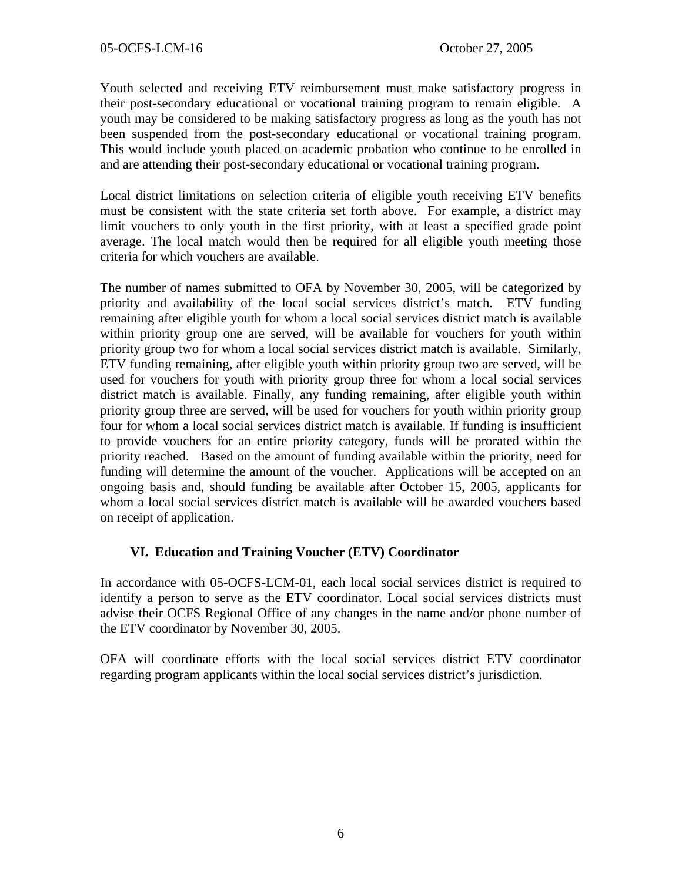Youth selected and receiving ETV reimbursement must make satisfactory progress in their post-secondary educational or vocational training program to remain eligible. A youth may be considered to be making satisfactory progress as long as the youth has not been suspended from the post-secondary educational or vocational training program. This would include youth placed on academic probation who continue to be enrolled in and are attending their post-secondary educational or vocational training program.

Local district limitations on selection criteria of eligible youth receiving ETV benefits must be consistent with the state criteria set forth above. For example, a district may limit vouchers to only youth in the first priority, with at least a specified grade point average. The local match would then be required for all eligible youth meeting those criteria for which vouchers are available.

The number of names submitted to OFA by November 30, 2005, will be categorized by priority and availability of the local social services district's match. ETV funding remaining after eligible youth for whom a local social services district match is available within priority group one are served, will be available for vouchers for youth within priority group two for whom a local social services district match is available. Similarly, ETV funding remaining, after eligible youth within priority group two are served, will be used for vouchers for youth with priority group three for whom a local social services district match is available. Finally, any funding remaining, after eligible youth within priority group three are served, will be used for vouchers for youth within priority group four for whom a local social services district match is available. If funding is insufficient to provide vouchers for an entire priority category, funds will be prorated within the priority reached. Based on the amount of funding available within the priority, need for funding will determine the amount of the voucher. Applications will be accepted on an ongoing basis and, should funding be available after October 15, 2005, applicants for whom a local social services district match is available will be awarded vouchers based on receipt of application.

## VI. Education and Training Voucher (ETV) Coordinator

In accordance with 05-OCFS-LCM-01, each local social services district is required to identify a person to serve as the ETV coordinator. Local social services districts must advise their OCFS Regional Office of any changes in the name and/or phone number of the ETV coordinator by November 30, 2005.

OFA will coordinate efforts with the local social services district ETV coordinator regarding program applicants within the local social services district's jurisdiction.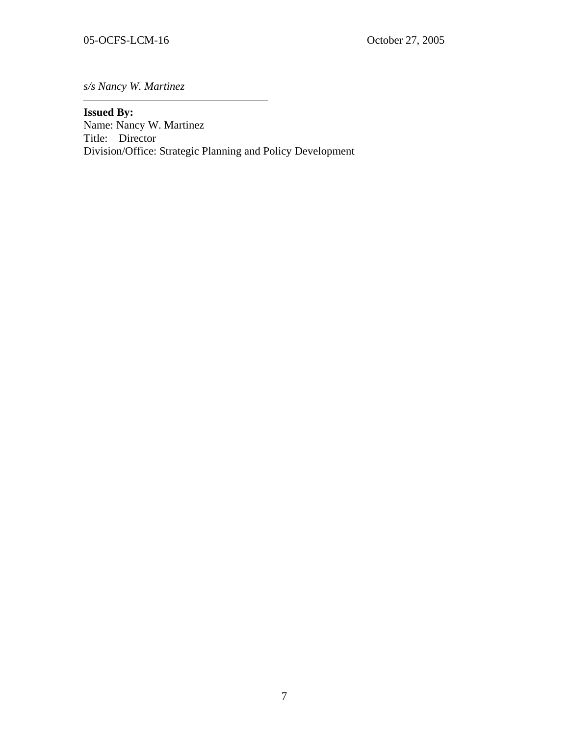*s/s Nancy W. Martinez*

---

**Issued By:**
Name: Nancy W. Martinez
Title: Director
Division/Office: Strategic Planning and Policy Development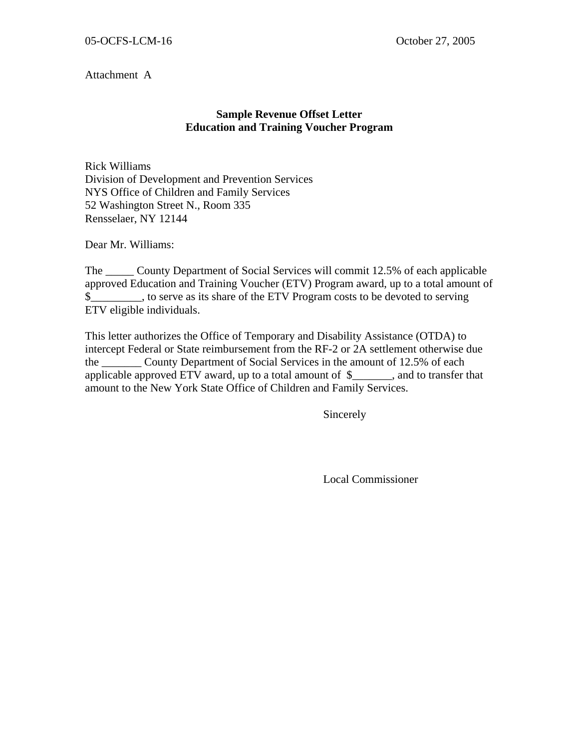05-OCFS-LCM-16 October 27, 2005

Attachment A

**Sample Revenue Offset Letter**
**Education and Training Voucher Program**

Rick Williams
Division of Development and Prevention Services
NYS Office of Children and Family Services
52 Washington Street N., Room 335
Rensselaer, NY 12144

Dear Mr. Williams:

The _____ County Department of Social Services will commit 12.5% of each applicable approved Education and Training Voucher (ETV) Program award, up to a total amount of $_________, to serve as its share of the ETV Program costs to be devoted to serving ETV eligible individuals.

This letter authorizes the Office of Temporary and Disability Assistance (OTDA) to intercept Federal or State reimbursement from the RF-2 or 2A settlement otherwise due the _______ County Department of Social Services in the amount of 12.5% of each applicable approved ETV award, up to a total amount of $_______, and to transfer that amount to the New York State Office of Children and Family Services.

Sincerely

Local Commissioner